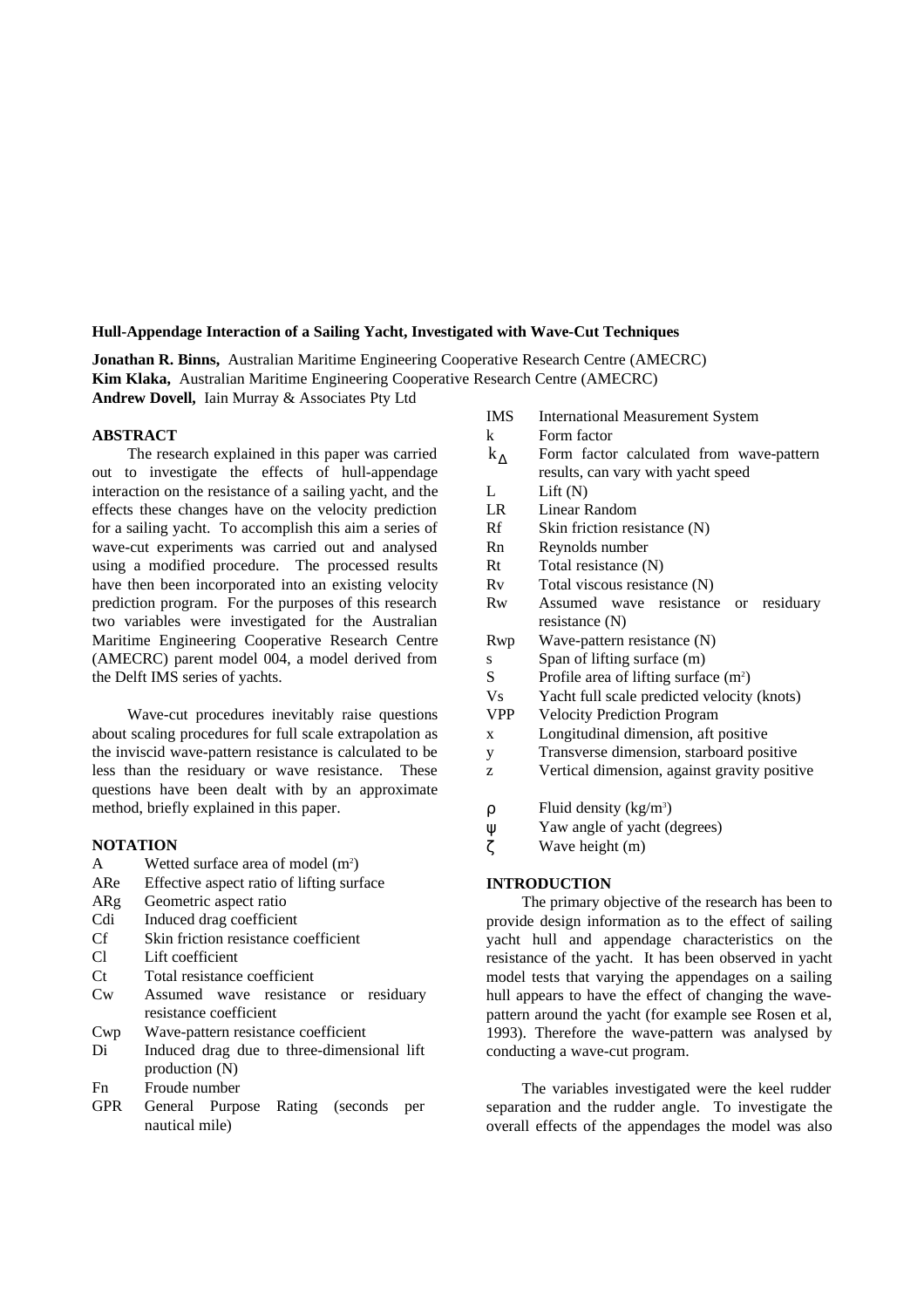**Hull-Appendage Interaction of a Sailing Yacht, Investigated with Wave-Cut Techniques**

**Jonathan R. Binns,** Australian Maritime Engineering Cooperative Research Centre (AMECRC)
**Kim Klaka,** Australian Maritime Engineering Cooperative Research Centre (AMECRC)
**Andrew Dovell,** Iain Murray & Associates Pty Ltd

**ABSTRACT**

The research explained in this paper was carried out to investigate the effects of hull-appendage interaction on the resistance of a sailing yacht, and the effects these changes have on the velocity prediction for a sailing yacht. To accomplish this aim a series of wave-cut experiments was carried out and analysed using a modified procedure. The processed results have then been incorporated into an existing velocity prediction program. For the purposes of this research two variables were investigated for the Australian Maritime Engineering Cooperative Research Centre (AMECRC) parent model 004, a model derived from the Delft IMS series of yachts.

Wave-cut procedures inevitably raise questions about scaling procedures for full scale extrapolation as the inviscid wave-pattern resistance is calculated to be less than the residuary or wave resistance. These questions have been dealt with by an approximate method, briefly explained in this paper.

**NOTATION**

- A Wetted surface area of model (m$^2$)
- ARe Effective aspect ratio of lifting surface
- ARg Geometric aspect ratio
- Cdi Induced drag coefficient
- Cf Skin friction resistance coefficient
- Cl Lift coefficient
- Ct Total resistance coefficient
- Cw Assumed wave resistance or residuary resistance coefficient
- Cwp Wave-pattern resistance coefficient
- Di Induced drag due to three-dimensional lift production (N)
- Fn Froude number
- GPR General Purpose Rating (seconds per nautical mile)
- IMS International Measurement System
- k Form factor
- $k_\Delta$ Form factor calculated from wave-pattern results, can vary with yacht speed
- L Lift (N)
- LR Linear Random
- Rf Skin friction resistance (N)
- Rn Reynolds number
- Rt Total resistance (N)
- Rv Total viscous resistance (N)
- Rw Assumed wave resistance or residuary resistance (N)
- Rwp Wave-pattern resistance (N)
- s Span of lifting surface (m)
- S Profile area of lifting surface (m$^2$)
- Vs Yacht full scale predicted velocity (knots)
- VPP Velocity Prediction Program
- x Longitudinal dimension, aft positive
- y Transverse dimension, starboard positive
- z Vertical dimension, against gravity positive

- $\rho$ Fluid density (kg/m$^3$)
- $\psi$ Yaw angle of yacht (degrees)
- $\zeta$ Wave height (m)

**INTRODUCTION**

The primary objective of the research has been to provide design information as to the effect of sailing yacht hull and appendage characteristics on the resistance of the yacht. It has been observed in yacht model tests that varying the appendages on a sailing hull appears to have the effect of changing the wave-pattern around the yacht (for example see Rosen et al, 1993). Therefore the wave-pattern was analysed by conducting a wave-cut program.

The variables investigated were the keel rudder separation and the rudder angle. To investigate the overall effects of the appendages the model was also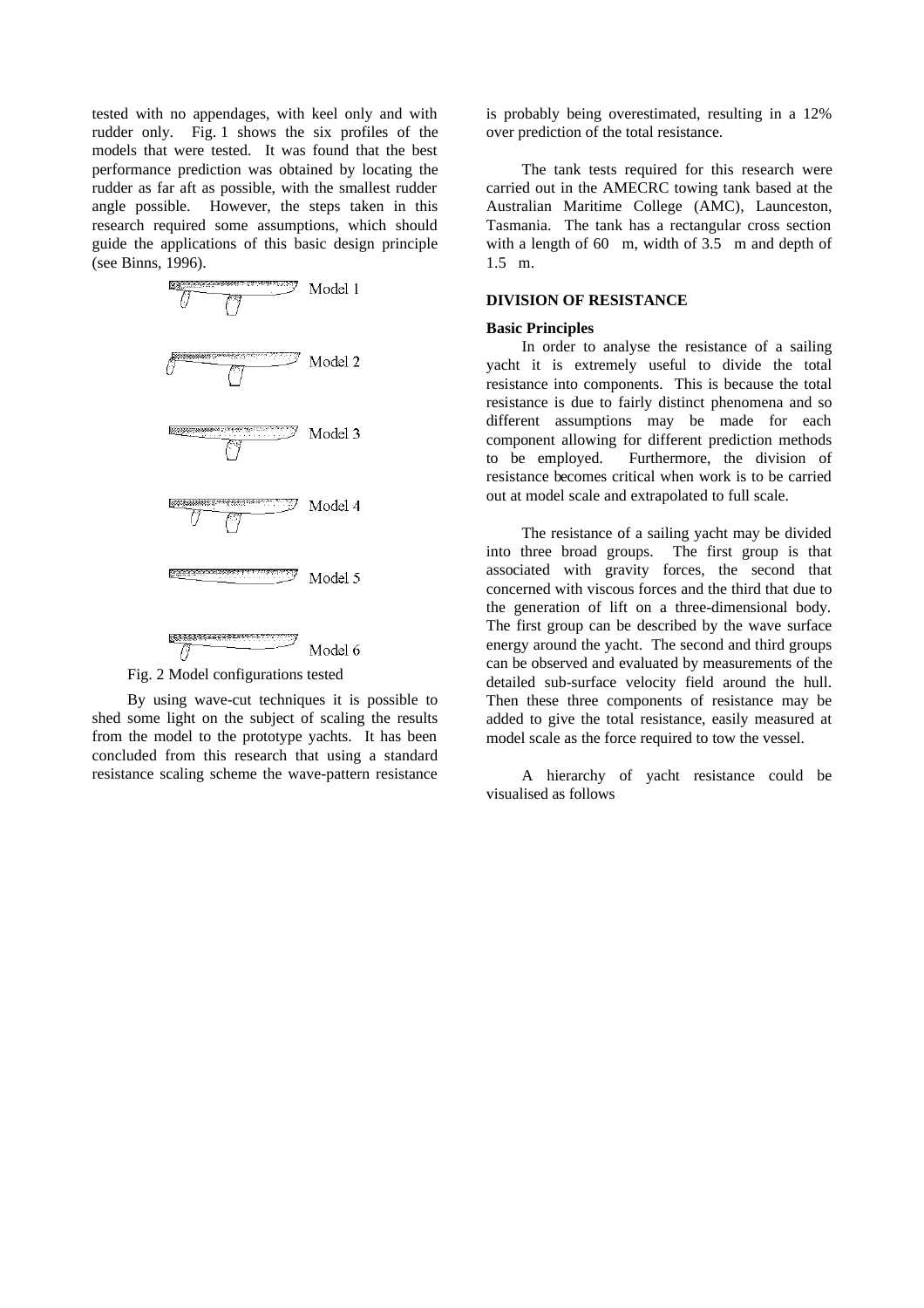tested with no appendages, with keel only and with rudder only. Fig. 1 shows the six profiles of the models that were tested. It was found that the best performance prediction was obtained by locating the rudder as far aft as possible, with the smallest rudder angle possible. However, the steps taken in this research required some assumptions, which should guide the applications of this basic design principle (see Binns, 1996).

Model 1

Model 2

Model 3

Model 4

Model 5

Model 6

Fig. 2 Model configurations tested

By using wave-cut techniques it is possible to shed some light on the subject of scaling the results from the model to the prototype yachts. It has been concluded from this research that using a standard resistance scaling scheme the wave-pattern resistance is probably being overestimated, resulting in a 12% over prediction of the total resistance.

The tank tests required for this research were carried out in the AMECRC towing tank based at the Australian Maritime College (AMC), Launceston, Tasmania. The tank has a rectangular cross section with a length of 60 m, width of 3.5 m and depth of 1.5 m.

## DIVISION OF RESISTANCE

### Basic Principles

In order to analyse the resistance of a sailing yacht it is extremely useful to divide the total resistance into components. This is because the total resistance is due to fairly distinct phenomena and so different assumptions may be made for each component allowing for different prediction methods to be employed. Furthermore, the division of resistance becomes critical when work is to be carried out at model scale and extrapolated to full scale.

The resistance of a sailing yacht may be divided into three broad groups. The first group is that associated with gravity forces, the second that concerned with viscous forces and the third that due to the generation of lift on a three-dimensional body. The first group can be described by the wave surface energy around the yacht. The second and third groups can be observed and evaluated by measurements of the detailed sub-surface velocity field around the hull. Then these three components of resistance may be added to give the total resistance, easily measured at model scale as the force required to tow the vessel.

A hierarchy of yacht resistance could be visualised as follows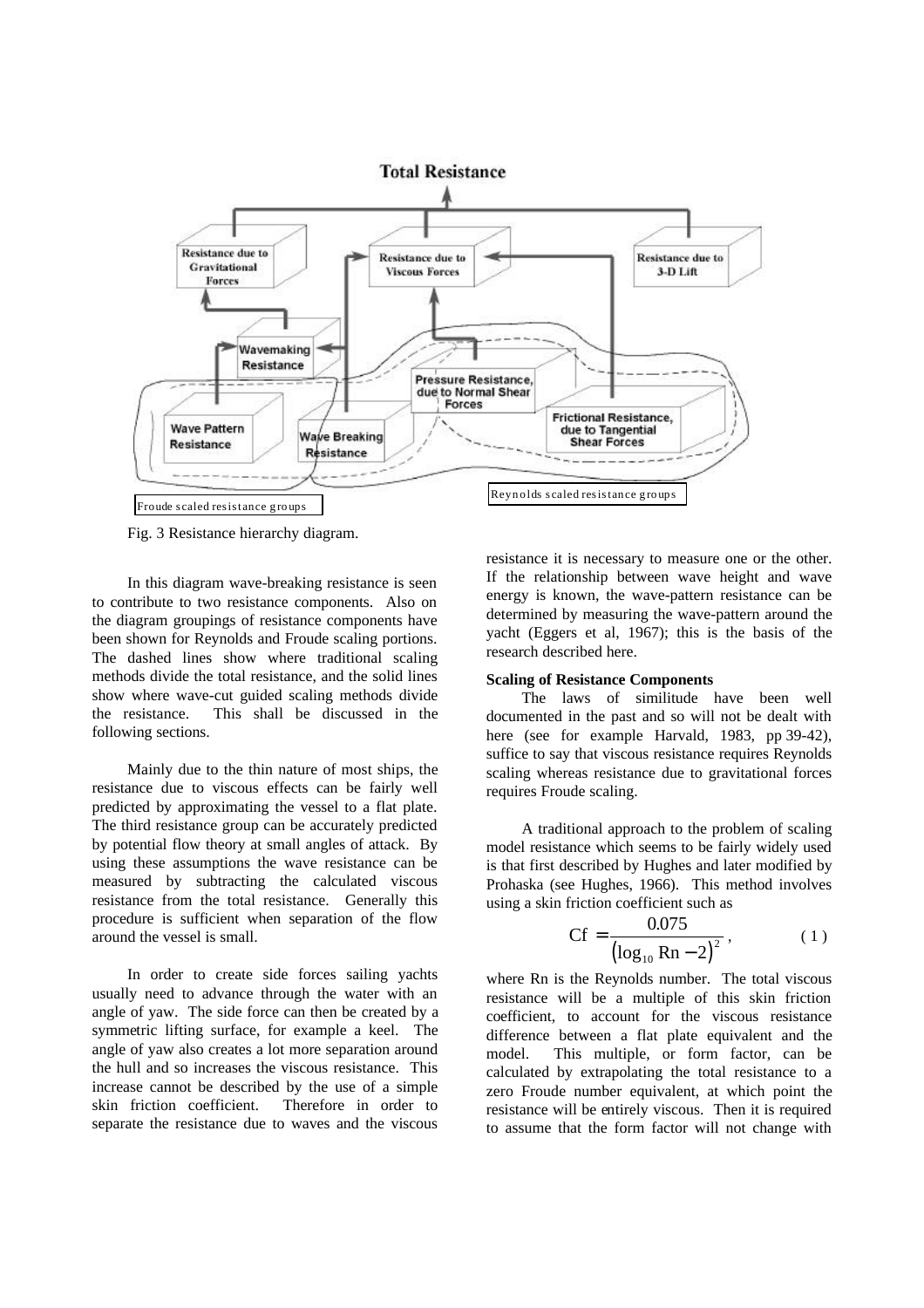Fig. 3 Resistance hierarchy diagram.

In this diagram wave-breaking resistance is seen to contribute to two resistance components. Also on the diagram groupings of resistance components have been shown for Reynolds and Froude scaling portions. The dashed lines show where traditional scaling methods divide the total resistance, and the solid lines show where wave-cut guided scaling methods divide the resistance. This shall be discussed in the following sections.

Mainly due to the thin nature of most ships, the resistance due to viscous effects can be fairly well predicted by approximating the vessel to a flat plate. The third resistance group can be accurately predicted by potential flow theory at small angles of attack. By using these assumptions the wave resistance can be measured by subtracting the calculated viscous resistance from the total resistance. Generally this procedure is sufficient when separation of the flow around the vessel is small.

In order to create side forces sailing yachts usually need to advance through the water with an angle of yaw. The side force can then be created by a symmetric lifting surface, for example a keel. The angle of yaw also creates a lot more separation around the hull and so increases the viscous resistance. This increase cannot be described by the use of a simple skin friction coefficient. Therefore in order to separate the resistance due to waves and the viscous resistance it is necessary to measure one or the other. If the relationship between wave height and wave energy is known, the wave-pattern resistance can be determined by measuring the wave-pattern around the yacht (Eggers et al, 1967); this is the basis of the research described here.

**Scaling of Resistance Components**

The laws of similitude have been well documented in the past and so will not be dealt with here (see for example Harvald, 1983, pp 39-42), suffice to say that viscous resistance requires Reynolds scaling whereas resistance due to gravitational forces requires Froude scaling.

A traditional approach to the problem of scaling model resistance which seems to be fairly widely used is that first described by Hughes and later modified by Prohaska (see Hughes, 1966). This method involves using a skin friction coefficient such as

$$\mathrm{Cf} = \frac{0.075}{\left(\log_{10} \mathrm{Rn} - 2\right)^2}, \qquad (1)$$

where Rn is the Reynolds number. The total viscous resistance will be a multiple of this skin friction coefficient, to account for the viscous resistance difference between a flat plate equivalent and the model. This multiple, or form factor, can be calculated by extrapolating the total resistance to a zero Froude number equivalent, at which point the resistance will be entirely viscous. Then it is required to assume that the form factor will not change with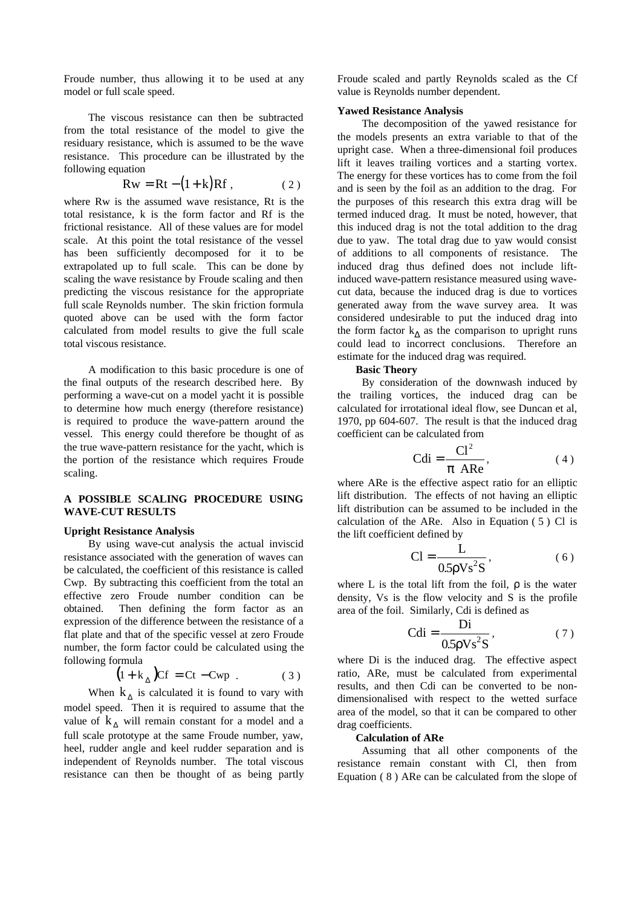Froude number, thus allowing it to be used at any model or full scale speed.

The viscous resistance can then be subtracted from the total resistance of the model to give the residuary resistance, which is assumed to be the wave resistance. This procedure can be illustrated by the following equation

$$Rw = Rt - (1+k)Rf \; , \qquad (2)$$

where Rw is the assumed wave resistance, Rt is the total resistance, k is the form factor and Rf is the frictional resistance. All of these values are for model scale. At this point the total resistance of the vessel has been sufficiently decomposed for it to be extrapolated up to full scale. This can be done by scaling the wave resistance by Froude scaling and then predicting the viscous resistance for the appropriate full scale Reynolds number. The skin friction formula quoted above can be used with the form factor calculated from model results to give the full scale total viscous resistance.

A modification to this basic procedure is one of the final outputs of the research described here. By performing a wave-cut on a model yacht it is possible to determine how much energy (therefore resistance) is required to produce the wave-pattern around the vessel. This energy could therefore be thought of as the true wave-pattern resistance for the yacht, which is the portion of the resistance which requires Froude scaling.

## A POSSIBLE SCALING PROCEDURE USING WAVE-CUT RESULTS

### Upright Resistance Analysis

By using wave-cut analysis the actual inviscid resistance associated with the generation of waves can be calculated, the coefficient of this resistance is called Cwp. By subtracting this coefficient from the total an effective zero Froude number condition can be obtained. Then defining the form factor as an expression of the difference between the resistance of a flat plate and that of the specific vessel at zero Froude number, the form factor could be calculated using the following formula

$$(1 + k_{\Delta})Cf = Ct - Cwp \; . \qquad (3)$$

When $k_{\Delta}$ is calculated it is found to vary with model speed. Then it is required to assume that the value of $k_{\Delta}$ will remain constant for a model and a full scale prototype at the same Froude number, yaw, heel, rudder angle and keel rudder separation and is independent of Reynolds number. The total viscous resistance can then be thought of as being partly Froude scaled and partly Reynolds scaled as the Cf value is Reynolds number dependent.

### Yawed Resistance Analysis

The decomposition of the yawed resistance for the models presents an extra variable to that of the upright case. When a three-dimensional foil produces lift it leaves trailing vortices and a starting vortex. The energy for these vortices has to come from the foil and is seen by the foil as an addition to the drag. For the purposes of this research this extra drag will be termed induced drag. It must be noted, however, that this induced drag is not the total addition to the drag due to yaw. The total drag due to yaw would consist of additions to all components of resistance. The induced drag thus defined does not include lift-induced wave-pattern resistance measured using wave-cut data, because the induced drag is due to vortices generated away from the wave survey area. It was considered undesirable to put the induced drag into the form factor $k_{\Delta}$ as the comparison to upright runs could lead to incorrect conclusions. Therefore an estimate for the induced drag was required.

#### Basic Theory

By consideration of the downwash induced by the trailing vortices, the induced drag can be calculated for irrotational ideal flow, see Duncan et al, 1970, pp 604-607. The result is that the induced drag coefficient can be calculated from

$$Cdi = \frac{Cl^2}{\pi \; ARe} \; , \qquad (4)$$

where ARe is the effective aspect ratio for an elliptic lift distribution. The effects of not having an elliptic lift distribution can be assumed to be included in the calculation of the ARe. Also in Equation ( 5 ) Cl is the lift coefficient defined by

$$Cl = \frac{L}{0.5\rho Vs^2 S} \; , \qquad (6)$$

where L is the total lift from the foil, ρ is the water density, Vs is the flow velocity and S is the profile area of the foil. Similarly, Cdi is defined as

$$Cdi = \frac{Di}{0.5\rho Vs^2 S} \; , \qquad (7)$$

where Di is the induced drag. The effective aspect ratio, ARe, must be calculated from experimental results, and then Cdi can be converted to be non-dimensionalised with respect to the wetted surface area of the model, so that it can be compared to other drag coefficients.

#### Calculation of ARe

Assuming that all other components of the resistance remain constant with Cl, then from Equation ( 8 ) ARe can be calculated from the slope of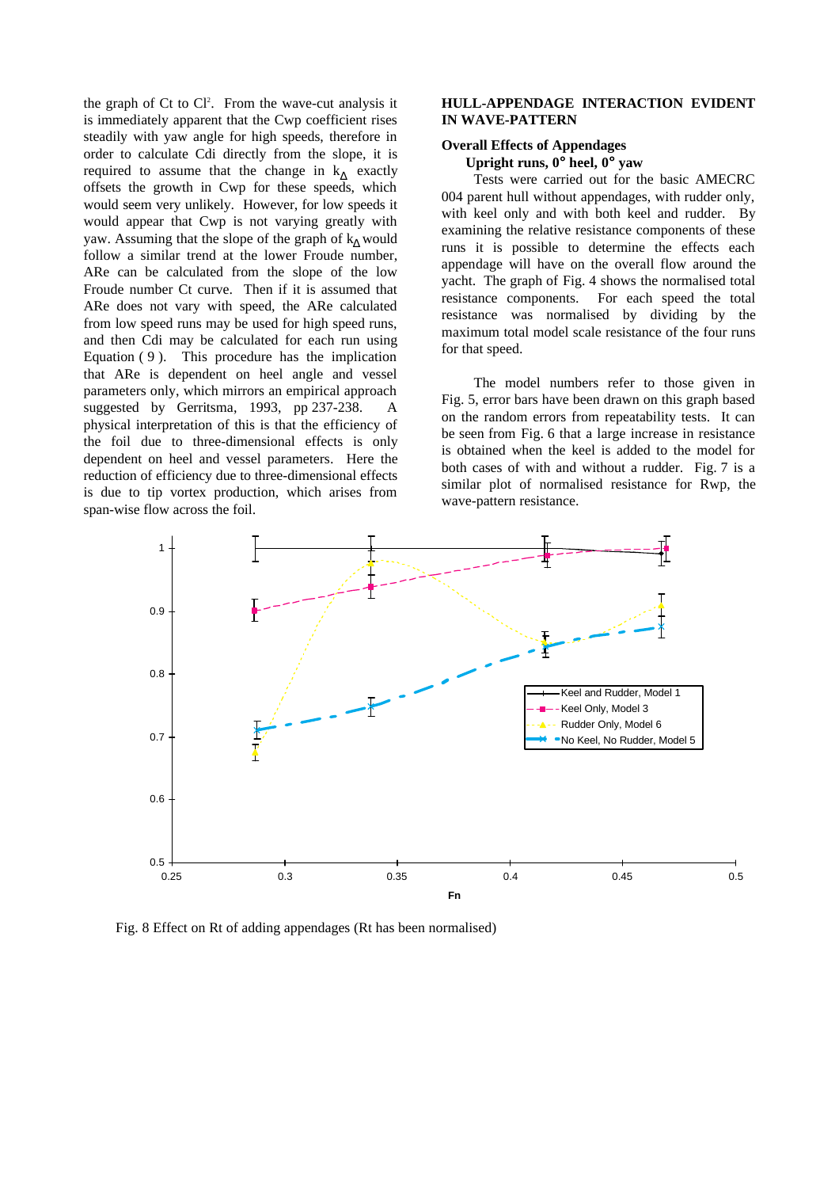the graph of Ct to $Cl^2$. From the wave-cut analysis it is immediately apparent that the Cwp coefficient rises steadily with yaw angle for high speeds, therefore in order to calculate Cdi directly from the slope, it is required to assume that the change in $k_\Delta$ exactly offsets the growth in Cwp for these speeds, which would seem very unlikely. However, for low speeds it would appear that Cwp is not varying greatly with yaw. Assuming that the slope of the graph of $k_\Delta$ would follow a similar trend at the lower Froude number, ARe can be calculated from the slope of the low Froude number Ct curve. Then if it is assumed that ARe does not vary with speed, the ARe calculated from low speed runs may be used for high speed runs, and then Cdi may be calculated for each run using Equation ( 9 ). This procedure has the implication that ARe is dependent on heel angle and vessel parameters only, which mirrors an empirical approach suggested by Gerritsma, 1993, pp 237-238. A physical interpretation of this is that the efficiency of the foil due to three-dimensional effects is only dependent on heel and vessel parameters. Here the reduction of efficiency due to three-dimensional effects is due to tip vortex production, which arises from span-wise flow across the foil.

## HULL-APPENDAGE INTERACTION EVIDENT IN WAVE-PATTERN

### Overall Effects of Appendages

**Upright runs, 0° heel, 0° yaw**

Tests were carried out for the basic AMECRC 004 parent hull without appendages, with rudder only, with keel only and with both keel and rudder. By examining the relative resistance components of these runs it is possible to determine the effects each appendage will have on the overall flow around the yacht. The graph of Fig. 4 shows the normalised total resistance components. For each speed the total resistance was normalised by dividing by the maximum total model scale resistance of the four runs for that speed.

The model numbers refer to those given in Fig. 5, error bars have been drawn on this graph based on the random errors from repeatability tests. It can be seen from Fig. 6 that a large increase in resistance is obtained when the keel is added to the model for both cases of with and without a rudder. Fig. 7 is a similar plot of normalised resistance for Rwp, the wave-pattern resistance.

Fig. 8 Effect on Rt of adding appendages (Rt has been normalised)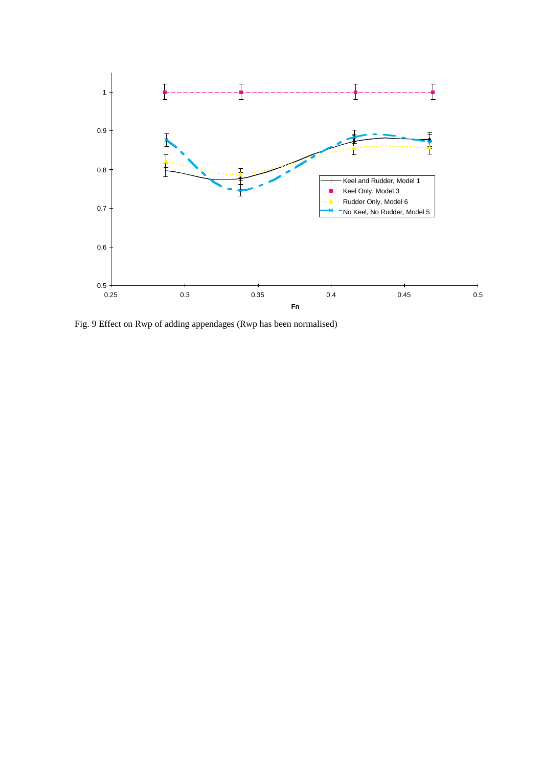Fig. 9 Effect on Rwp of adding appendages (Rwp has been normalised)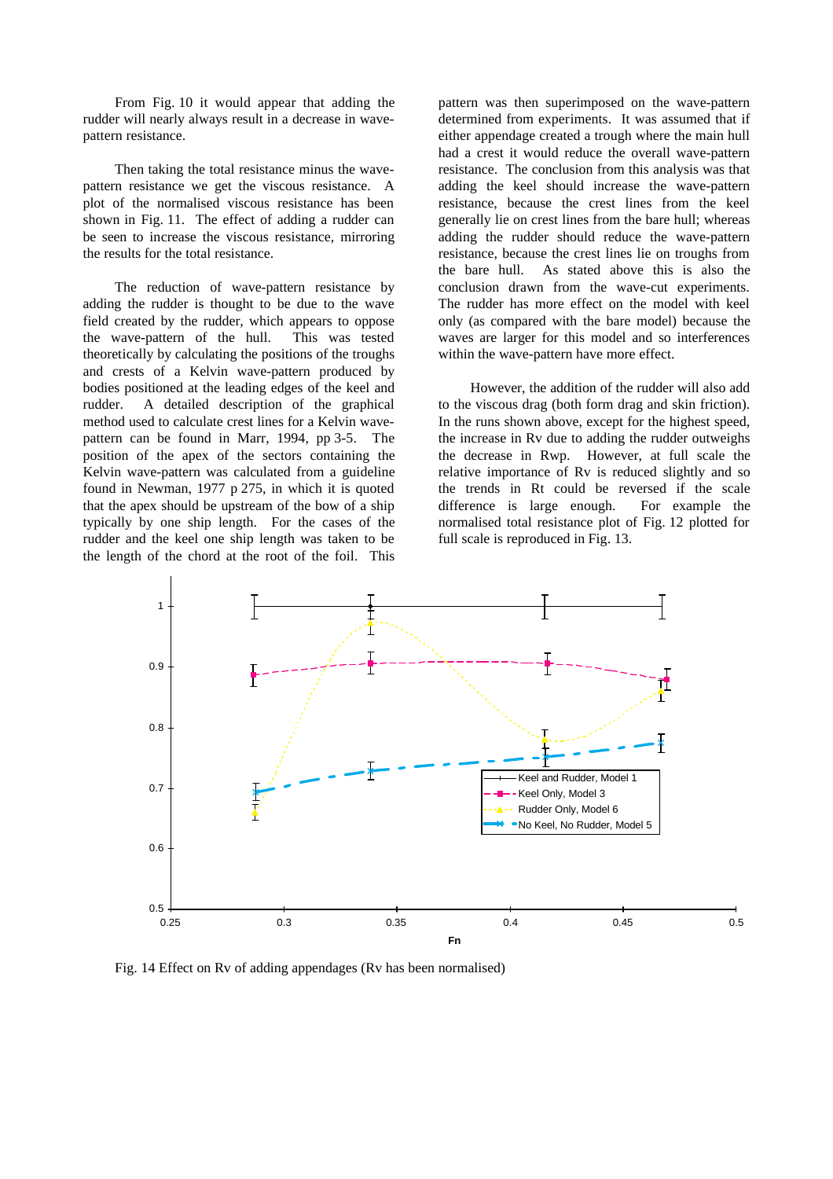From Fig. 10 it would appear that adding the rudder will nearly always result in a decrease in wave-pattern resistance.

Then taking the total resistance minus the wave-pattern resistance we get the viscous resistance. A plot of the normalised viscous resistance has been shown in Fig. 11. The effect of adding a rudder can be seen to increase the viscous resistance, mirroring the results for the total resistance.

The reduction of wave-pattern resistance by adding the rudder is thought to be due to the wave field created by the rudder, which appears to oppose the wave-pattern of the hull. This was tested theoretically by calculating the positions of the troughs and crests of a Kelvin wave-pattern produced by bodies positioned at the leading edges of the keel and rudder. A detailed description of the graphical method used to calculate crest lines for a Kelvin wave-pattern can be found in Marr, 1994, pp 3-5. The position of the apex of the sectors containing the Kelvin wave-pattern was calculated from a guideline found in Newman, 1977 p 275, in which it is quoted that the apex should be upstream of the bow of a ship typically by one ship length. For the cases of the rudder and the keel one ship length was taken to be the length of the chord at the root of the foil. This pattern was then superimposed on the wave-pattern determined from experiments. It was assumed that if either appendage created a trough where the main hull had a crest it would reduce the overall wave-pattern resistance. The conclusion from this analysis was that adding the keel should increase the wave-pattern resistance, because the crest lines from the keel generally lie on crest lines from the bare hull; whereas adding the rudder should reduce the wave-pattern resistance, because the crest lines lie on troughs from the bare hull. As stated above this is also the conclusion drawn from the wave-cut experiments. The rudder has more effect on the model with keel only (as compared with the bare model) because the waves are larger for this model and so interferences within the wave-pattern have more effect.

However, the addition of the rudder will also add to the viscous drag (both form drag and skin friction). In the runs shown above, except for the highest speed, the increase in Rv due to adding the rudder outweighs the decrease in Rwp. However, at full scale the relative importance of Rv is reduced slightly and so the trends in Rt could be reversed if the scale difference is large enough. For example the normalised total resistance plot of Fig. 12 plotted for full scale is reproduced in Fig. 13.

Fig. 14 Effect on Rv of adding appendages (Rv has been normalised)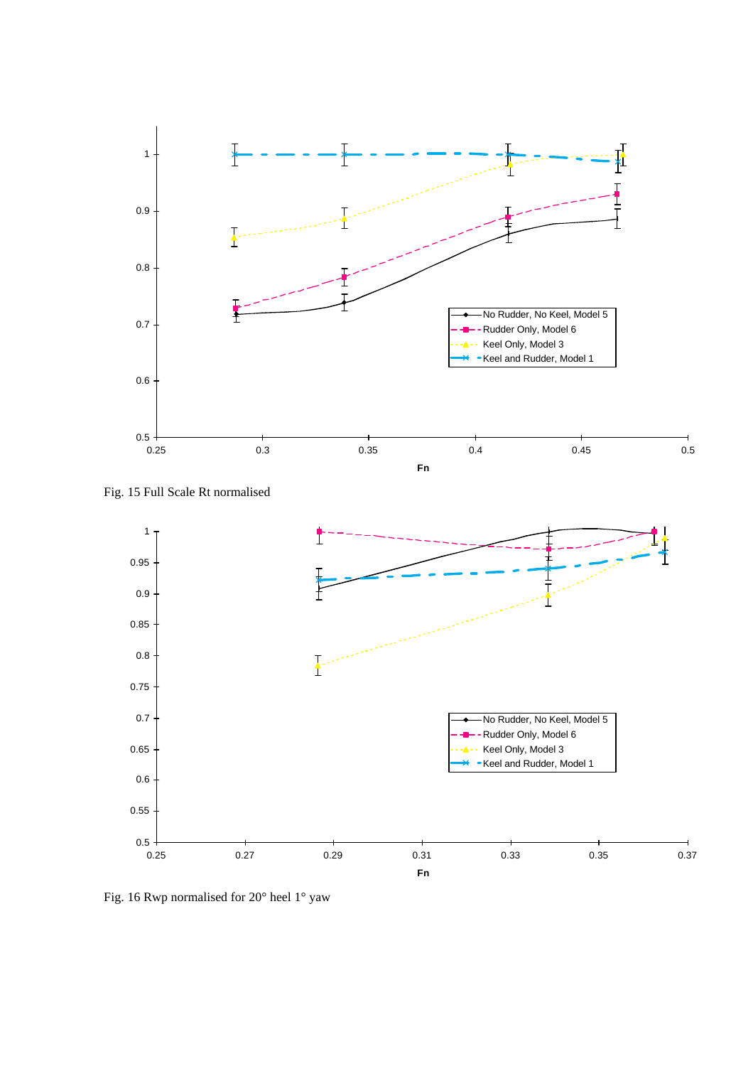Fig. 15 Full Scale Rt normalised

Fig. 16 Rwp normalised for 20° heel 1° yaw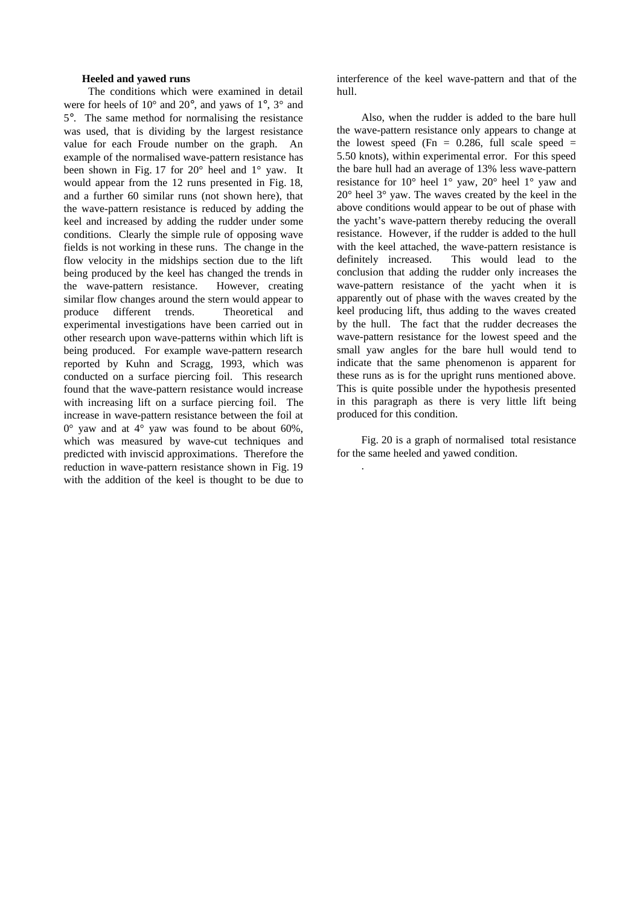**Heeled and yawed runs**

The conditions which were examined in detail were for heels of 10° and 20°, and yaws of 1°, 3° and 5°. The same method for normalising the resistance was used, that is dividing by the largest resistance value for each Froude number on the graph. An example of the normalised wave-pattern resistance has been shown in Fig. 17 for 20° heel and 1° yaw. It would appear from the 12 runs presented in Fig. 18, and a further 60 similar runs (not shown here), that the wave-pattern resistance is reduced by adding the keel and increased by adding the rudder under some conditions. Clearly the simple rule of opposing wave fields is not working in these runs. The change in the flow velocity in the midships section due to the lift being produced by the keel has changed the trends in the wave-pattern resistance. However, creating similar flow changes around the stern would appear to produce different trends. Theoretical and experimental investigations have been carried out in other research upon wave-patterns within which lift is being produced. For example wave-pattern research reported by Kuhn and Scragg, 1993, which was conducted on a surface piercing foil. This research found that the wave-pattern resistance would increase with increasing lift on a surface piercing foil. The increase in wave-pattern resistance between the foil at 0° yaw and at 4° yaw was found to be about 60%, which was measured by wave-cut techniques and predicted with inviscid approximations. Therefore the reduction in wave-pattern resistance shown in Fig. 19 with the addition of the keel is thought to be due to interference of the keel wave-pattern and that of the hull.

Also, when the rudder is added to the bare hull the wave-pattern resistance only appears to change at the lowest speed (Fn = 0.286, full scale speed = 5.50 knots), within experimental error. For this speed the bare hull had an average of 13% less wave-pattern resistance for 10° heel 1° yaw, 20° heel 1° yaw and 20° heel 3° yaw. The waves created by the keel in the above conditions would appear to be out of phase with the yacht's wave-pattern thereby reducing the overall resistance. However, if the rudder is added to the hull with the keel attached, the wave-pattern resistance is definitely increased. This would lead to the conclusion that adding the rudder only increases the wave-pattern resistance of the yacht when it is apparently out of phase with the waves created by the keel producing lift, thus adding to the waves created by the hull. The fact that the rudder decreases the wave-pattern resistance for the lowest speed and the small yaw angles for the bare hull would tend to indicate that the same phenomenon is apparent for these runs as is for the upright runs mentioned above. This is quite possible under the hypothesis presented in this paragraph as there is very little lift being produced for this condition.

Fig. 20 is a graph of normalised total resistance for the same heeled and yawed condition.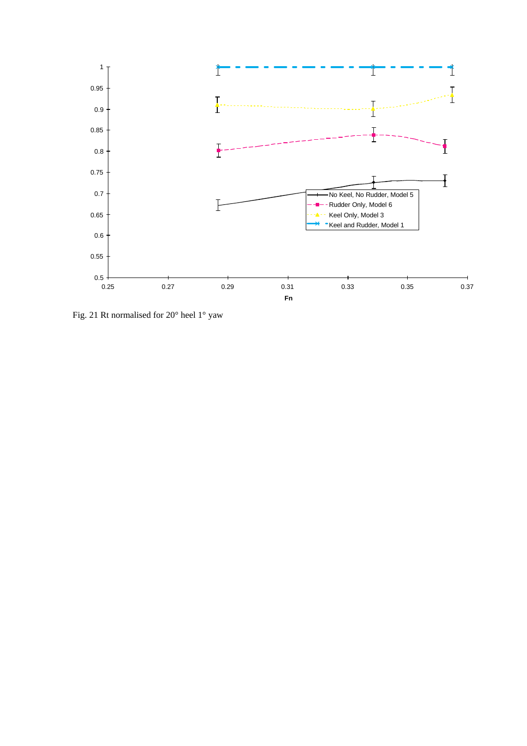Fig. 21 Rt normalised for 20° heel 1° yaw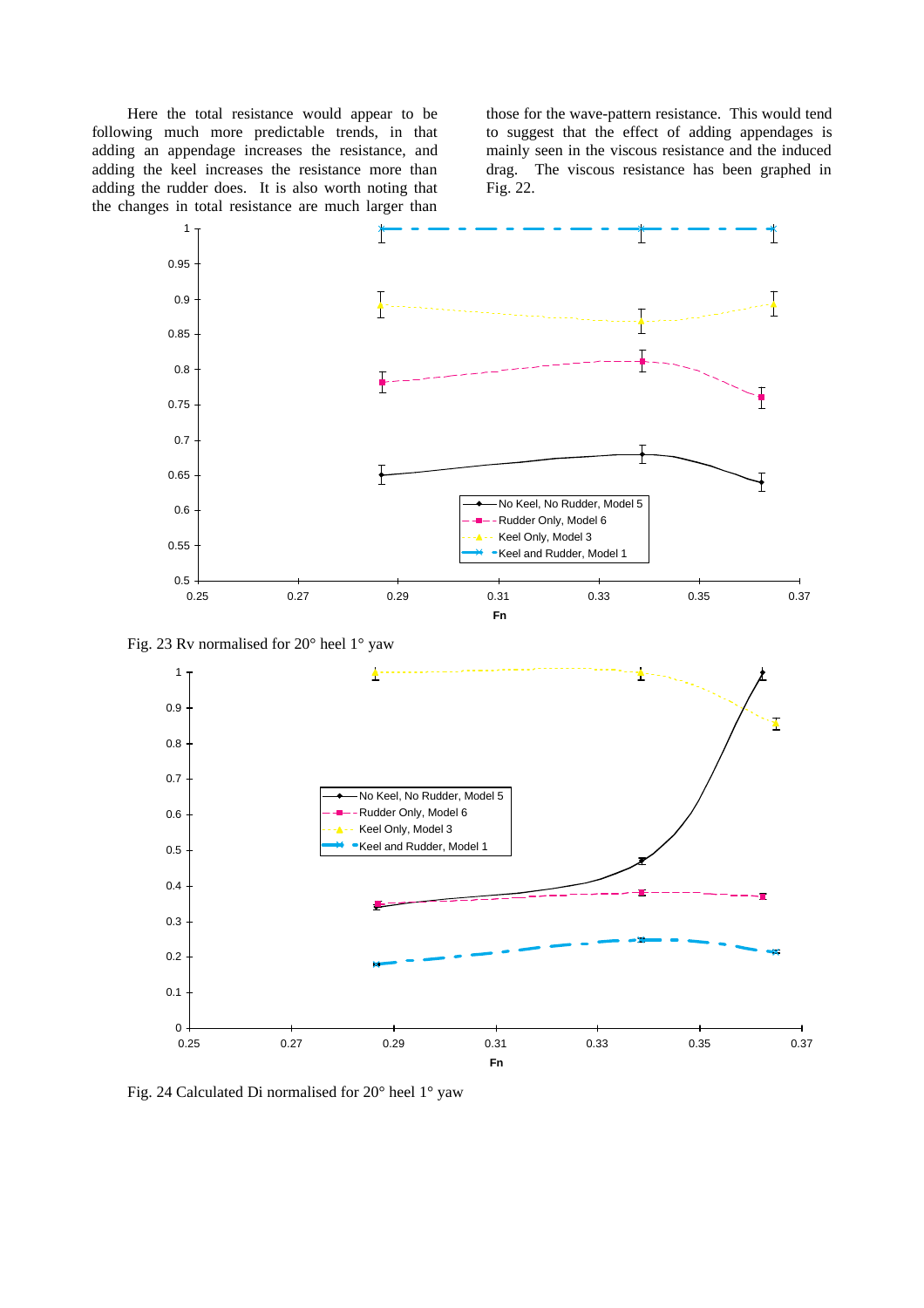Here the total resistance would appear to be following much more predictable trends, in that adding an appendage increases the resistance, and adding the keel increases the resistance more than adding the rudder does. It is also worth noting that the changes in total resistance are much larger than those for the wave-pattern resistance. This would tend to suggest that the effect of adding appendages is mainly seen in the viscous resistance and the induced drag. The viscous resistance has been graphed in Fig. 22.

Fig. 23 Rv normalised for 20° heel 1° yaw

Fig. 24 Calculated Di normalised for 20° heel 1° yaw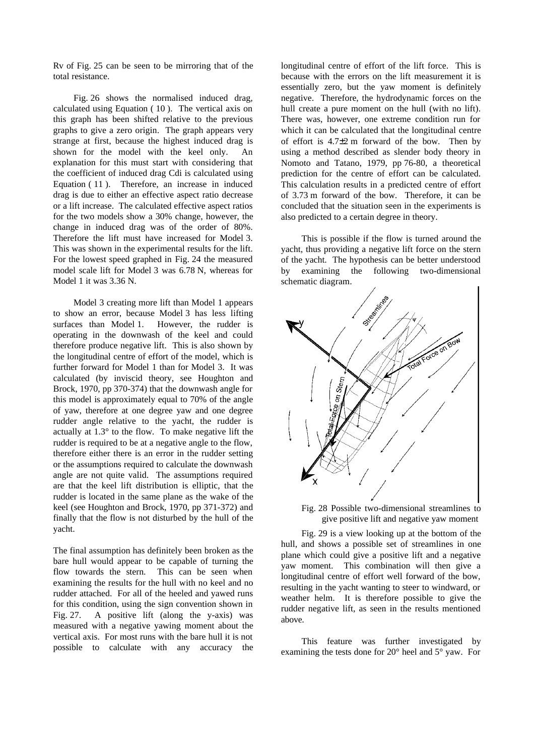Rv of Fig. 25 can be seen to be mirroring that of the total resistance.

Fig. 26 shows the normalised induced drag, calculated using Equation ( 10 ). The vertical axis on this graph has been shifted relative to the previous graphs to give a zero origin. The graph appears very strange at first, because the highest induced drag is shown for the model with the keel only. An explanation for this must start with considering that the coefficient of induced drag Cdi is calculated using Equation ( 11 ). Therefore, an increase in induced drag is due to either an effective aspect ratio decrease or a lift increase. The calculated effective aspect ratios for the two models show a 30% change, however, the change in induced drag was of the order of 80%. Therefore the lift must have increased for Model 3. This was shown in the experimental results for the lift. For the lowest speed graphed in Fig. 24 the measured model scale lift for Model 3 was 6.78 N, whereas for Model 1 it was 3.36 N.

Model 3 creating more lift than Model 1 appears to show an error, because Model 3 has less lifting surfaces than Model 1. However, the rudder is operating in the downwash of the keel and could therefore produce negative lift. This is also shown by the longitudinal centre of effort of the model, which is further forward for Model 1 than for Model 3. It was calculated (by inviscid theory, see Houghton and Brock, 1970, pp 370-374) that the downwash angle for this model is approximately equal to 70% of the angle of yaw, therefore at one degree yaw and one degree rudder angle relative to the yacht, the rudder is actually at 1.3° to the flow. To make negative lift the rudder is required to be at a negative angle to the flow, therefore either there is an error in the rudder setting or the assumptions required to calculate the downwash angle are not quite valid. The assumptions required are that the keel lift distribution is elliptic, that the rudder is located in the same plane as the wake of the keel (see Houghton and Brock, 1970, pp 371-372) and finally that the flow is not disturbed by the hull of the yacht.

The final assumption has definitely been broken as the bare hull would appear to be capable of turning the flow towards the stern. This can be seen when examining the results for the hull with no keel and no rudder attached. For all of the heeled and yawed runs for this condition, using the sign convention shown in Fig. 27. A positive lift (along the y-axis) was measured with a negative yawing moment about the vertical axis. For most runs with the bare hull it is not possible to calculate with any accuracy the longitudinal centre of effort of the lift force. This is because with the errors on the lift measurement it is essentially zero, but the yaw moment is definitely negative. Therefore, the hydrodynamic forces on the hull create a pure moment on the hull (with no lift). There was, however, one extreme condition run for which it can be calculated that the longitudinal centre of effort is 4.7±2 m forward of the bow. Then by using a method described as slender body theory in Nomoto and Tatano, 1979, pp 76-80, a theoretical prediction for the centre of effort can be calculated. This calculation results in a predicted centre of effort of 3.73 m forward of the bow. Therefore, it can be concluded that the situation seen in the experiments is also predicted to a certain degree in theory.

This is possible if the flow is turned around the yacht, thus providing a negative lift force on the stern of the yacht. The hypothesis can be better understood by examining the following two-dimensional schematic diagram.

Fig. 28 Possible two-dimensional streamlines to give positive lift and negative yaw moment

Fig. 29 is a view looking up at the bottom of the hull, and shows a possible set of streamlines in one plane which could give a positive lift and a negative yaw moment. This combination will then give a longitudinal centre of effort well forward of the bow, resulting in the yacht wanting to steer to windward, or weather helm. It is therefore possible to give the rudder negative lift, as seen in the results mentioned above.

This feature was further investigated by examining the tests done for 20° heel and 5° yaw. For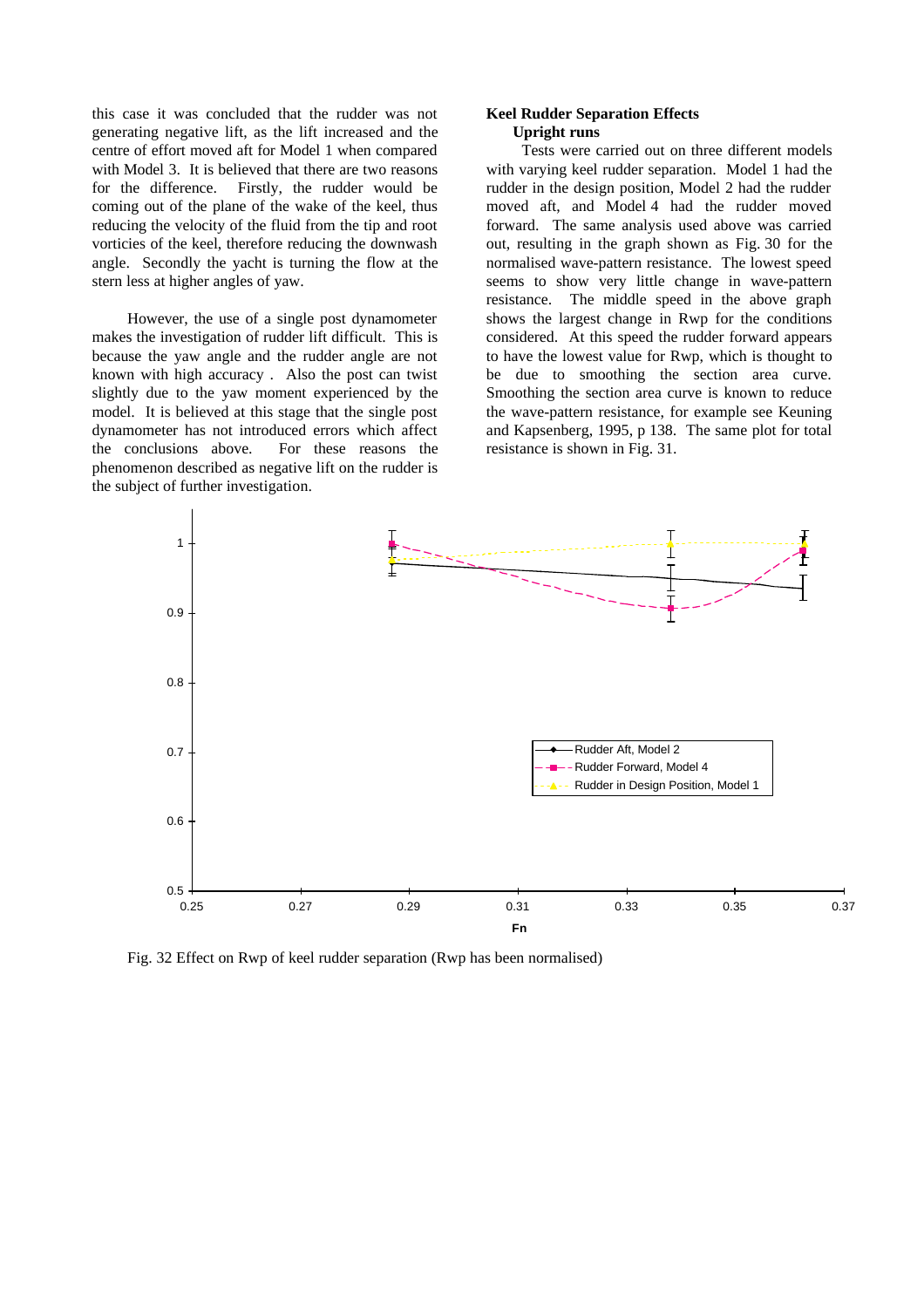this case it was concluded that the rudder was not generating negative lift, as the lift increased and the centre of effort moved aft for Model 1 when compared with Model 3. It is believed that there are two reasons for the difference. Firstly, the rudder would be coming out of the plane of the wake of the keel, thus reducing the velocity of the fluid from the tip and root vorticies of the keel, therefore reducing the downwash angle. Secondly the yacht is turning the flow at the stern less at higher angles of yaw.

However, the use of a single post dynamometer makes the investigation of rudder lift difficult. This is because the yaw angle and the rudder angle are not known with high accuracy . Also the post can twist slightly due to the yaw moment experienced by the model. It is believed at this stage that the single post dynamometer has not introduced errors which affect the conclusions above. For these reasons the phenomenon described as negative lift on the rudder is the subject of further investigation.

**Keel Rudder Separation Effects**

**Upright runs**

Tests were carried out on three different models with varying keel rudder separation. Model 1 had the rudder in the design position, Model 2 had the rudder moved aft, and Model 4 had the rudder moved forward. The same analysis used above was carried out, resulting in the graph shown as Fig. 30 for the normalised wave-pattern resistance. The lowest speed seems to show very little change in wave-pattern resistance. The middle speed in the above graph shows the largest change in Rwp for the conditions considered. At this speed the rudder forward appears to have the lowest value for Rwp, which is thought to be due to smoothing the section area curve. Smoothing the section area curve is known to reduce the wave-pattern resistance, for example see Keuning and Kapsenberg, 1995, p 138. The same plot for total resistance is shown in Fig. 31.

Fig. 32 Effect on Rwp of keel rudder separation (Rwp has been normalised)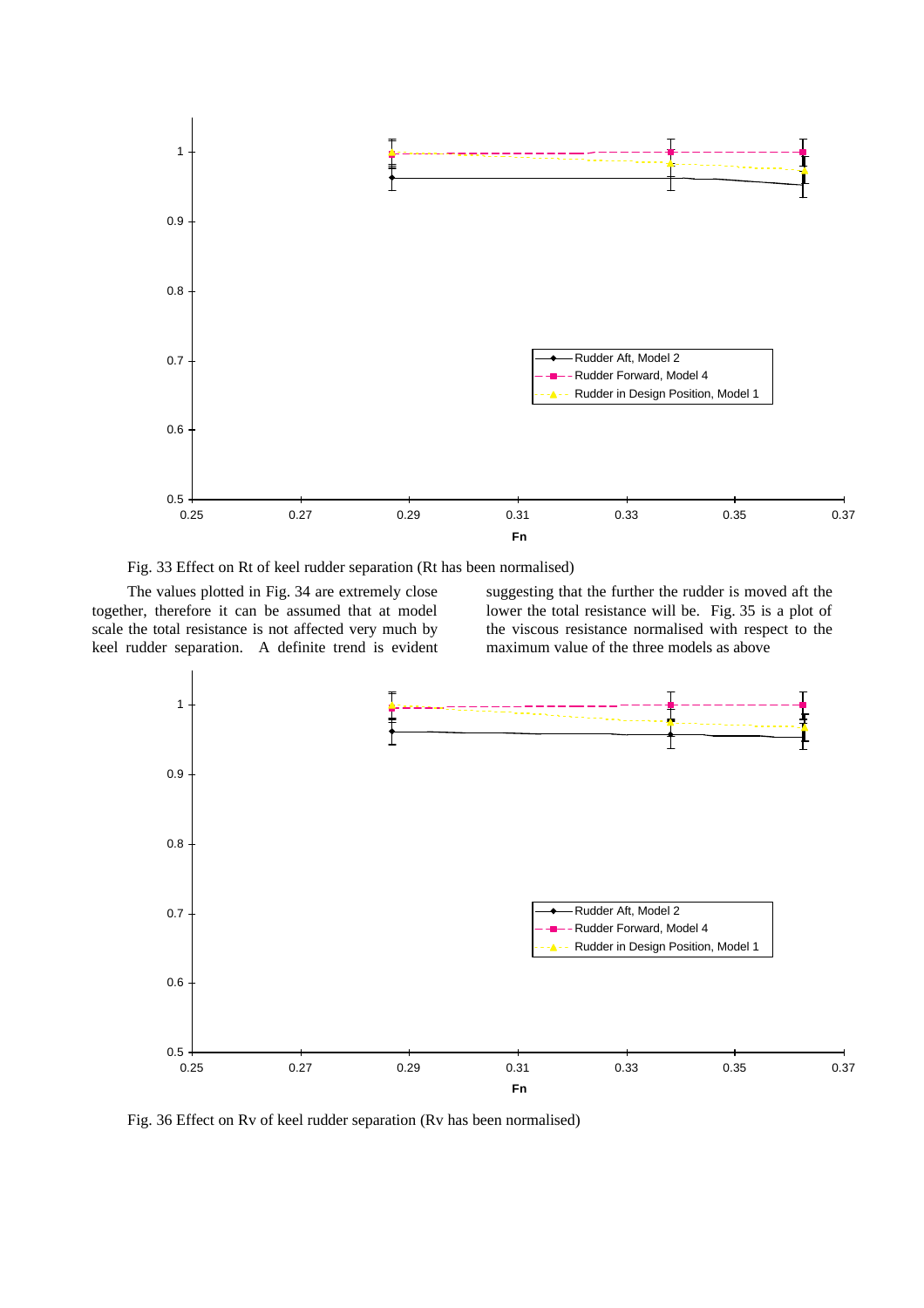Fig. 33 Effect on Rt of keel rudder separation (Rt has been normalised)

The values plotted in Fig. 34 are extremely close together, therefore it can be assumed that at model scale the total resistance is not affected very much by keel rudder separation. A definite trend is evident suggesting that the further the rudder is moved aft the lower the total resistance will be. Fig. 35 is a plot of the viscous resistance normalised with respect to the maximum value of the three models as above

Fig. 36 Effect on Rv of keel rudder separation (Rv has been normalised)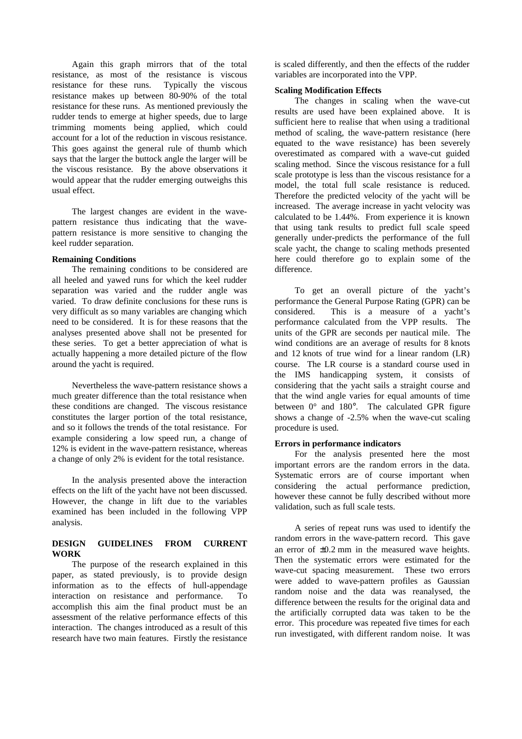Again this graph mirrors that of the total resistance, as most of the resistance is viscous resistance for these runs. Typically the viscous resistance makes up between 80-90% of the total resistance for these runs. As mentioned previously the rudder tends to emerge at higher speeds, due to large trimming moments being applied, which could account for a lot of the reduction in viscous resistance. This goes against the general rule of thumb which says that the larger the buttock angle the larger will be the viscous resistance. By the above observations it would appear that the rudder emerging outweighs this usual effect.

The largest changes are evident in the wave-pattern resistance thus indicating that the wave-pattern resistance is more sensitive to changing the keel rudder separation.

**Remaining Conditions**

The remaining conditions to be considered are all heeled and yawed runs for which the keel rudder separation was varied and the rudder angle was varied. To draw definite conclusions for these runs is very difficult as so many variables are changing which need to be considered. It is for these reasons that the analyses presented above shall not be presented for these series. To get a better appreciation of what is actually happening a more detailed picture of the flow around the yacht is required.

Nevertheless the wave-pattern resistance shows a much greater difference than the total resistance when these conditions are changed. The viscous resistance constitutes the larger portion of the total resistance, and so it follows the trends of the total resistance. For example considering a low speed run, a change of 12% is evident in the wave-pattern resistance, whereas a change of only 2% is evident for the total resistance.

In the analysis presented above the interaction effects on the lift of the yacht have not been discussed. However, the change in lift due to the variables examined has been included in the following VPP analysis.

## DESIGN GUIDELINES FROM CURRENT WORK

The purpose of the research explained in this paper, as stated previously, is to provide design information as to the effects of hull-appendage interaction on resistance and performance. To accomplish this aim the final product must be an assessment of the relative performance effects of this interaction. The changes introduced as a result of this research have two main features. Firstly the resistance is scaled differently, and then the effects of the rudder variables are incorporated into the VPP.

**Scaling Modification Effects**

The changes in scaling when the wave-cut results are used have been explained above. It is sufficient here to realise that when using a traditional method of scaling, the wave-pattern resistance (here equated to the wave resistance) has been severely overestimated as compared with a wave-cut guided scaling method. Since the viscous resistance for a full scale prototype is less than the viscous resistance for a model, the total full scale resistance is reduced. Therefore the predicted velocity of the yacht will be increased. The average increase in yacht velocity was calculated to be 1.44%. From experience it is known that using tank results to predict full scale speed generally under-predicts the performance of the full scale yacht, the change to scaling methods presented here could therefore go to explain some of the difference.

To get an overall picture of the yacht's performance the General Purpose Rating (GPR) can be considered. This is a measure of a yacht's performance calculated from the VPP results. The units of the GPR are seconds per nautical mile. The wind conditions are an average of results for 8 knots and 12 knots of true wind for a linear random (LR) course. The LR course is a standard course used in the IMS handicapping system, it consists of considering that the yacht sails a straight course and that the wind angle varies for equal amounts of time between 0° and 180°. The calculated GPR figure shows a change of -2.5% when the wave-cut scaling procedure is used.

**Errors in performance indicators**

For the analysis presented here the most important errors are the random errors in the data. Systematic errors are of course important when considering the actual performance prediction, however these cannot be fully described without more validation, such as full scale tests.

A series of repeat runs was used to identify the random errors in the wave-pattern record. This gave an error of ±0.2 mm in the measured wave heights. Then the systematic errors were estimated for the wave-cut spacing measurement. These two errors were added to wave-pattern profiles as Gaussian random noise and the data was reanalysed, the difference between the results for the original data and the artificially corrupted data was taken to be the error. This procedure was repeated five times for each run investigated, with different random noise. It was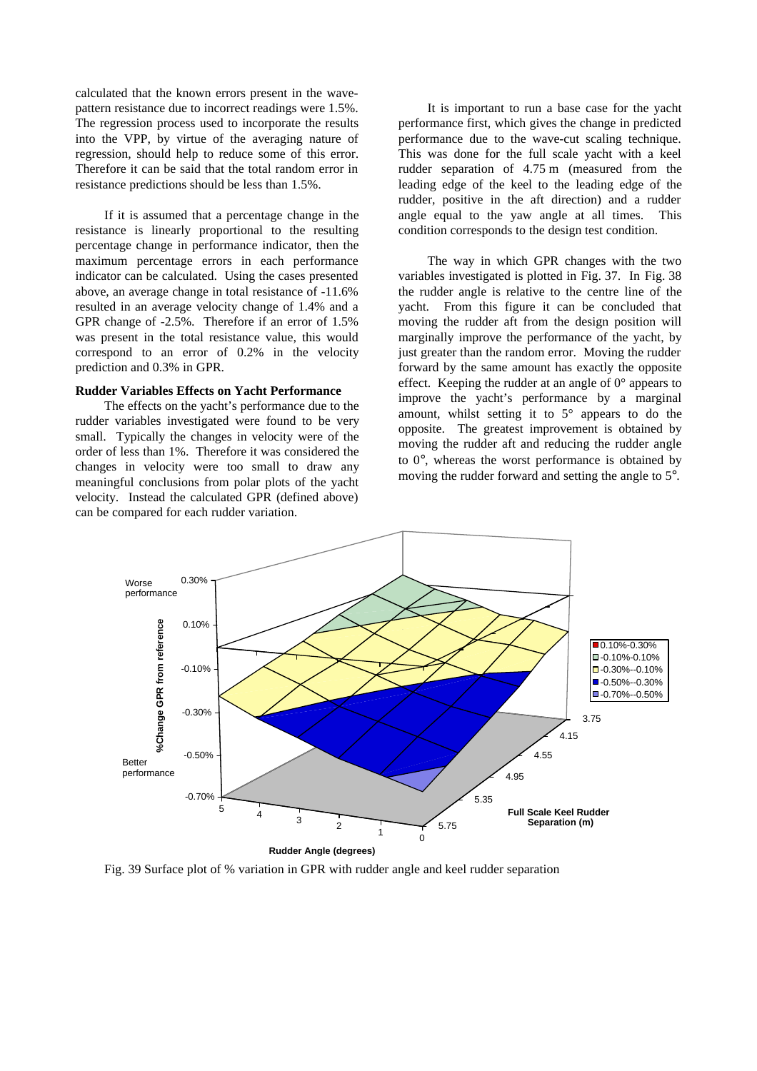calculated that the known errors present in the wave-pattern resistance due to incorrect readings were 1.5%. The regression process used to incorporate the results into the VPP, by virtue of the averaging nature of regression, should help to reduce some of this error. Therefore it can be said that the total random error in resistance predictions should be less than 1.5%.

If it is assumed that a percentage change in the resistance is linearly proportional to the resulting percentage change in performance indicator, then the maximum percentage errors in each performance indicator can be calculated. Using the cases presented above, an average change in total resistance of -11.6% resulted in an average velocity change of 1.4% and a GPR change of -2.5%. Therefore if an error of 1.5% was present in the total resistance value, this would correspond to an error of 0.2% in the velocity prediction and 0.3% in GPR.

### Rudder Variables Effects on Yacht Performance

The effects on the yacht's performance due to the rudder variables investigated were found to be very small. Typically the changes in velocity were of the order of less than 1%. Therefore it was considered the changes in velocity were too small to draw any meaningful conclusions from polar plots of the yacht velocity. Instead the calculated GPR (defined above) can be compared for each rudder variation.

It is important to run a base case for the yacht performance first, which gives the change in predicted performance due to the wave-cut scaling technique. This was done for the full scale yacht with a keel rudder separation of 4.75 m (measured from the leading edge of the keel to the leading edge of the rudder, positive in the aft direction) and a rudder angle equal to the yaw angle at all times. This condition corresponds to the design test condition.

The way in which GPR changes with the two variables investigated is plotted in Fig. 37. In Fig. 38 the rudder angle is relative to the centre line of the yacht. From this figure it can be concluded that moving the rudder aft from the design position will marginally improve the performance of the yacht, by just greater than the random error. Moving the rudder forward by the same amount has exactly the opposite effect. Keeping the rudder at an angle of 0° appears to improve the yacht's performance by a marginal amount, whilst setting it to 5° appears to do the opposite. The greatest improvement is obtained by moving the rudder aft and reducing the rudder angle to 0°, whereas the worst performance is obtained by moving the rudder forward and setting the angle to 5°.

Fig. 39 Surface plot of % variation in GPR with rudder angle and keel rudder separation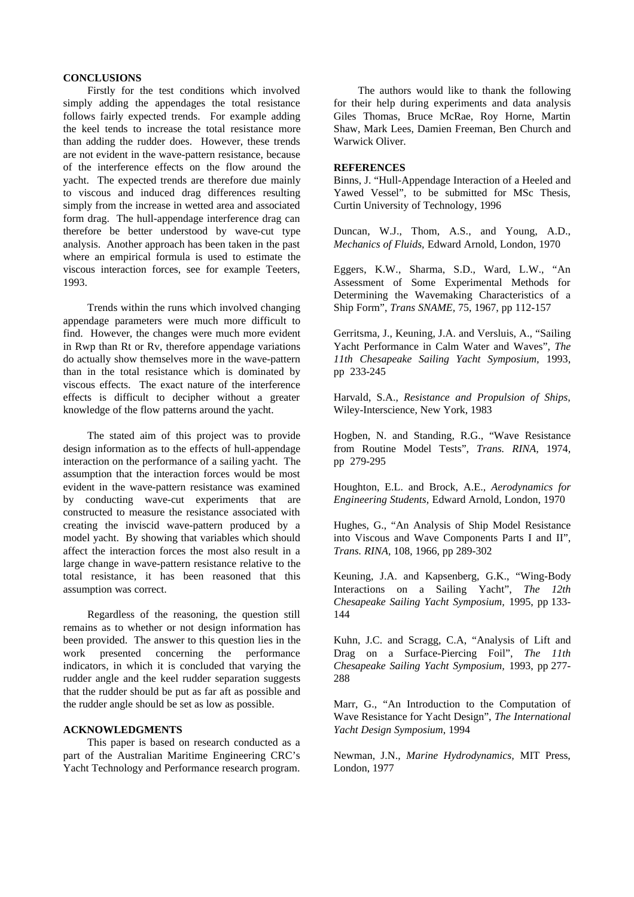## CONCLUSIONS

Firstly for the test conditions which involved simply adding the appendages the total resistance follows fairly expected trends. For example adding the keel tends to increase the total resistance more than adding the rudder does. However, these trends are not evident in the wave-pattern resistance, because of the interference effects on the flow around the yacht. The expected trends are therefore due mainly to viscous and induced drag differences resulting simply from the increase in wetted area and associated form drag. The hull-appendage interference drag can therefore be better understood by wave-cut type analysis. Another approach has been taken in the past where an empirical formula is used to estimate the viscous interaction forces, see for example Teeters, 1993.

Trends within the runs which involved changing appendage parameters were much more difficult to find. However, the changes were much more evident in Rwp than Rt or Rv, therefore appendage variations do actually show themselves more in the wave-pattern than in the total resistance which is dominated by viscous effects. The exact nature of the interference effects is difficult to decipher without a greater knowledge of the flow patterns around the yacht.

The stated aim of this project was to provide design information as to the effects of hull-appendage interaction on the performance of a sailing yacht. The assumption that the interaction forces would be most evident in the wave-pattern resistance was examined by conducting wave-cut experiments that are constructed to measure the resistance associated with creating the inviscid wave-pattern produced by a model yacht. By showing that variables which should affect the interaction forces the most also result in a large change in wave-pattern resistance relative to the total resistance, it has been reasoned that this assumption was correct.

Regardless of the reasoning, the question still remains as to whether or not design information has been provided. The answer to this question lies in the work presented concerning the performance indicators, in which it is concluded that varying the rudder angle and the keel rudder separation suggests that the rudder should be put as far aft as possible and the rudder angle should be set as low as possible.

## ACKNOWLEDGMENTS

This paper is based on research conducted as a part of the Australian Maritime Engineering CRC's Yacht Technology and Performance research program.

The authors would like to thank the following for their help during experiments and data analysis Giles Thomas, Bruce McRae, Roy Horne, Martin Shaw, Mark Lees, Damien Freeman, Ben Church and Warwick Oliver.

## REFERENCES

Binns, J. "Hull-Appendage Interaction of a Heeled and Yawed Vessel", to be submitted for MSc Thesis, Curtin University of Technology, 1996

Duncan, W.J., Thom, A.S., and Young, A.D., *Mechanics of Fluids*, Edward Arnold, London, 1970

Eggers, K.W., Sharma, S.D., Ward, L.W., "An Assessment of Some Experimental Methods for Determining the Wavemaking Characteristics of a Ship Form", *Trans SNAME*, 75, 1967, pp 112-157

Gerritsma, J., Keuning, J.A. and Versluis, A., "Sailing Yacht Performance in Calm Water and Waves", *The 11th Chesapeake Sailing Yacht Symposium*, 1993, pp 233-245

Harvald, S.A., *Resistance and Propulsion of Ships*, Wiley-Interscience, New York, 1983

Hogben, N. and Standing, R.G., "Wave Resistance from Routine Model Tests", *Trans. RINA*, 1974, pp 279-295

Houghton, E.L. and Brock, A.E., *Aerodynamics for Engineering Students*, Edward Arnold, London, 1970

Hughes, G., "An Analysis of Ship Model Resistance into Viscous and Wave Components Parts I and II", *Trans. RINA*, 108, 1966, pp 289-302

Keuning, J.A. and Kapsenberg, G.K., "Wing-Body Interactions on a Sailing Yacht", *The 12th Chesapeake Sailing Yacht Symposium*, 1995, pp 133-144

Kuhn, J.C. and Scragg, C.A, "Analysis of Lift and Drag on a Surface-Piercing Foil", *The 11th Chesapeake Sailing Yacht Symposium*, 1993, pp 277-288

Marr, G., "An Introduction to the Computation of Wave Resistance for Yacht Design", *The International Yacht Design Symposium*, 1994

Newman, J.N., *Marine Hydrodynamics*, MIT Press, London, 1977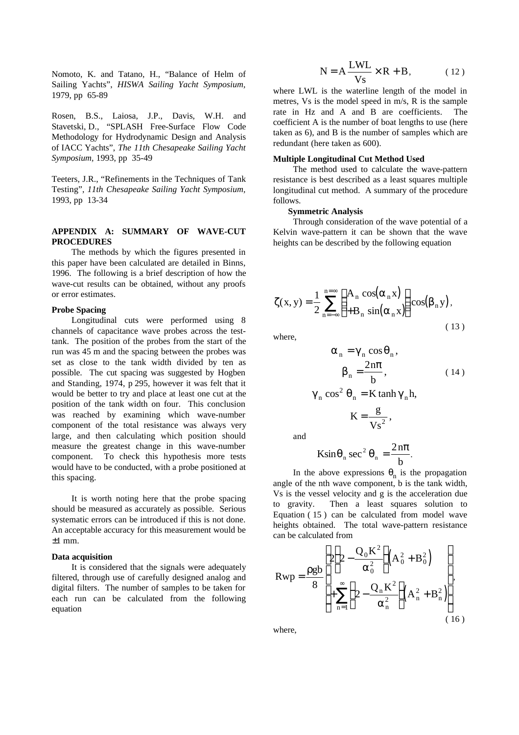Nomoto, K. and Tatano, H., "Balance of Helm of Sailing Yachts", *HISWA Sailing Yacht Symposium*, 1979, pp 65-89

Rosen, B.S., Laiosa, J.P., Davis, W.H. and Stavetski, D., "SPLASH Free-Surface Flow Code Methodology for Hydrodynamic Design and Analysis of IACC Yachts", *The 11th Chesapeake Sailing Yacht Symposium*, 1993, pp 35-49

Teeters, J.R., "Refinements in the Techniques of Tank Testing", *11th Chesapeake Sailing Yacht Symposium*, 1993, pp 13-34

## APPENDIX A: SUMMARY OF WAVE-CUT PROCEDURES

The methods by which the figures presented in this paper have been calculated are detailed in Binns, 1996. The following is a brief description of how the wave-cut results can be obtained, without any proofs or error estimates.

### Probe Spacing

Longitudinal cuts were performed using 8 channels of capacitance wave probes across the test-tank. The position of the probes from the start of the run was 45 m and the spacing between the probes was set as close to the tank width divided by ten as possible. The cut spacing was suggested by Hogben and Standing, 1974, p 295, however it was felt that it would be better to try and place at least one cut at the position of the tank width on four. This conclusion was reached by examining which wave-number component of the total resistance was always very large, and then calculating which position should measure the greatest change in this wave-number component. To check this hypothesis more tests would have to be conducted, with a probe positioned at this spacing.

It is worth noting here that the probe spacing should be measured as accurately as possible. Serious systematic errors can be introduced if this is not done. An acceptable accuracy for this measurement would be ±1 mm.

### Data acquisition

It is considered that the signals were adequately filtered, through use of carefully designed analog and digital filters. The number of samples to be taken for each run can be calculated from the following equation

$$N = A\frac{LWL}{Vs} \times R + B, \qquad (12)$$

where LWL is the waterline length of the model in metres, Vs is the model speed in m/s, R is the sample rate in Hz and A and B are coefficients. The coefficient A is the number of boat lengths to use (here taken as 6), and B is the number of samples which are redundant (here taken as 600).

### Multiple Longitudinal Cut Method Used

The method used to calculate the wave-pattern resistance is best described as a least squares multiple longitudinal cut method. A summary of the procedure follows.

#### Symmetric Analysis

Through consideration of the wave potential of a Kelvin wave-pattern it can be shown that the wave heights can be described by the following equation

$$\zeta(x, y) = \frac{1}{2}\sum_{n=-\infty}^{n=\infty}\left\{\begin{matrix} A_n \cos(\alpha_n x) \\ +B_n \sin(\alpha_n x)\end{matrix}\right\}\cos(\beta_n y), \qquad (13)$$

where,

$$\alpha_n = \gamma_n \cos\theta_n,$$
$$\beta_n = \frac{2n\pi}{b}, \qquad (14)$$
$$\gamma_n \cos^2\theta_n = K \tanh \gamma_n h,$$
$$K = \frac{g}{Vs^2},$$

and

$$K \sin\theta_n \sec^2\theta_n = \frac{2n\pi}{b}.$$

In the above expressions $\theta_n$ is the propagation angle of the nth wave component, b is the tank width, Vs is the vessel velocity and g is the acceleration due to gravity. Then a least squares solution to Equation (15) can be calculated from model wave heights obtained. The total wave-pattern resistance can be calculated from

$$Rwp = \frac{\rho g b}{8}\left\{\begin{matrix} 2\left(2 - \dfrac{Q_0 K^2}{\alpha_0^2}\right)\left(A_0^2 + B_0^2\right) \\ +\displaystyle\sum_{n=1}^{\infty}\left(2 - \frac{Q_n K^2}{\alpha_n^2}\right)\left(A_n^2 + B_n^2\right)\end{matrix}\right\}, \qquad (16)$$

where,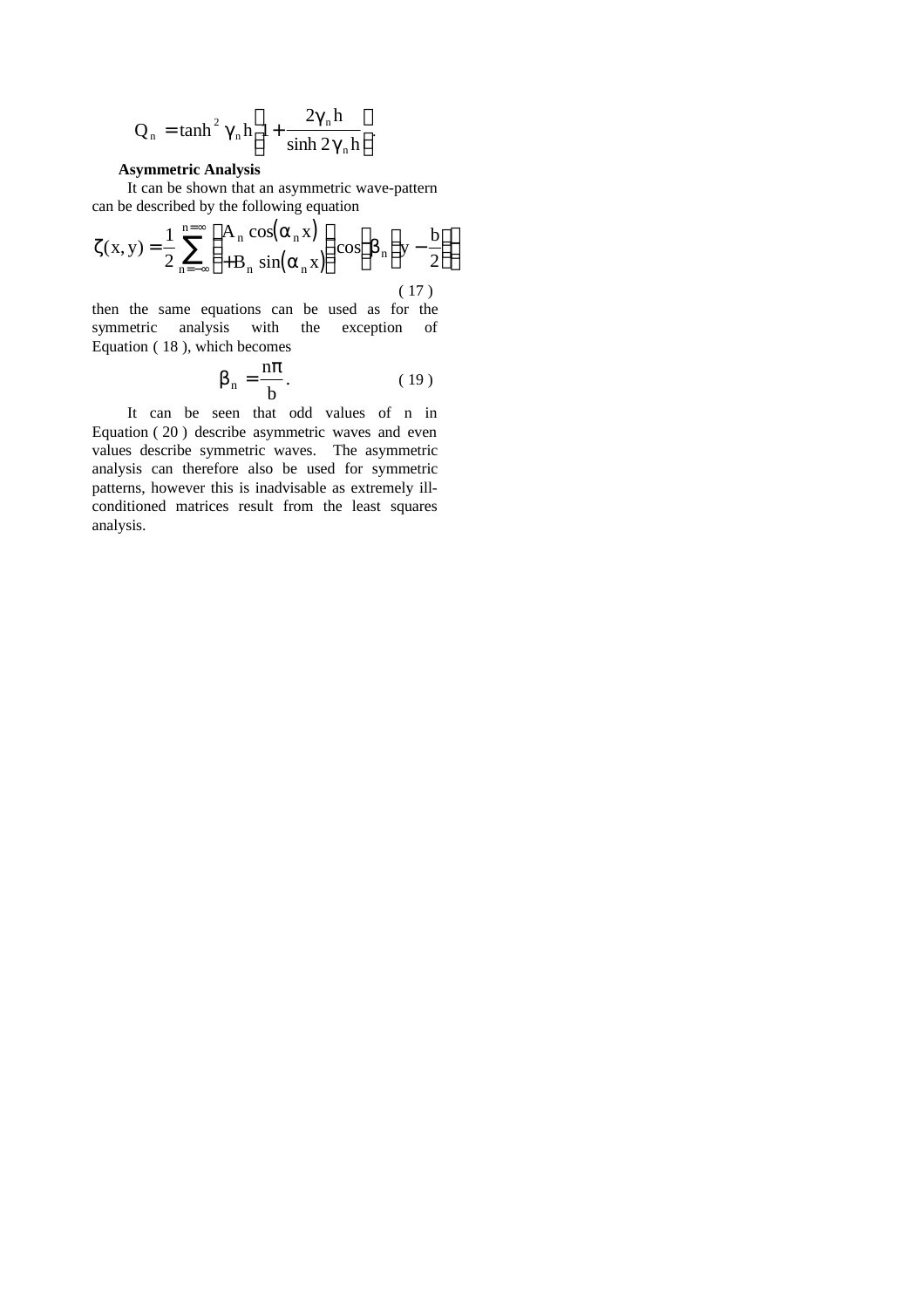$$Q_n = \tanh^2 \gamma_n h \left( 1 + \frac{2\gamma_n h}{\sinh 2\gamma_n h} \right),$$

**Asymmetric Analysis**

It can be shown that an asymmetric wave-pattern can be described by the following equation

$$\zeta(x, y) = \frac{1}{2} \sum_{n=-\infty}^{n=\infty} \begin{pmatrix} A_n \cos(\alpha_n x) \\ + B_n \sin(\alpha_n x) \end{pmatrix} \cos\left( \beta_n \left( y - \frac{b}{2} \right) \right) \tag{17}$$

then the same equations can be used as for the symmetric analysis with the exception of Equation ( 18 ), which becomes

$$\beta_n = \frac{n\pi}{b}. \tag{19}$$

It can be seen that odd values of n in Equation ( 20 ) describe asymmetric waves and even values describe symmetric waves. The asymmetric analysis can therefore also be used for symmetric patterns, however this is inadvisable as extremely ill-conditioned matrices result from the least squares analysis.